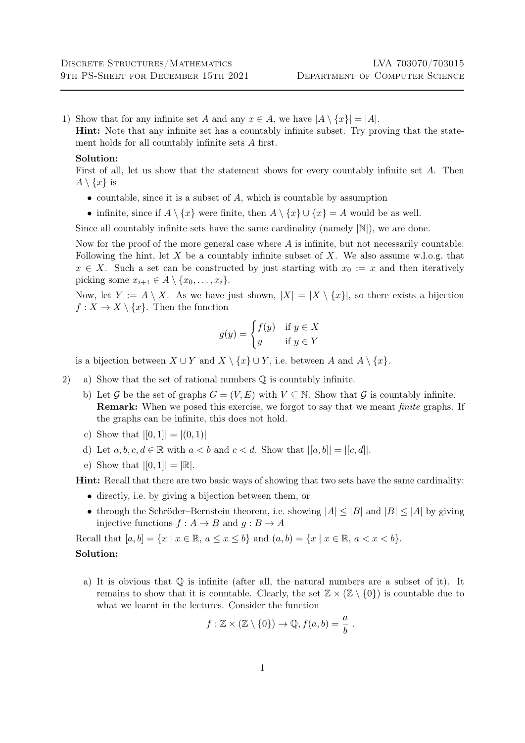1) Show that for any infinite set $A$ and any $x \in A$, we have $|A \setminus \{x\}| = |A|$.
   **Hint:** Note that any infinite set has a countably infinite subset. Try proving that the statement holds for all countably infinite sets $A$ first.

   **Solution:**
   First of all, let us show that the statement shows for every countably infinite set $A$. Then $A \setminus \{x\}$ is

   - countable, since it is a subset of $A$, which is countable by assumption
   - infinite, since if $A \setminus \{x\}$ were finite, then $A \setminus \{x\} \cup \{x\} = A$ would be as well.

   Since all countably infinite sets have the same cardinality (namely $|\mathbb{N}|$), we are done.

   Now for the proof of the more general case where $A$ is infinite, but not necessarily countable: Following the hint, let $X$ be a countably infinite subset of $X$. We also assume w.l.o.g. that $x \in X$. Such a set can be constructed by just starting with $x_0 := x$ and then iteratively picking some $x_{i+1} \in A \setminus \{x_0, \ldots, x_i\}$.

   Now, let $Y := A \setminus X$. As we have just shown, $|X| = |X \setminus \{x\}|$, so there exists a bijection $f : X \to X \setminus \{x\}$. Then the function

   $$g(y) = \begin{cases} f(y) & \text{if } y \in X \\ y & \text{if } y \in Y \end{cases}$$

   is a bijection between $X \cup Y$ and $X \setminus \{x\} \cup Y$, i.e. between $A$ and $A \setminus \{x\}$.

2) a) Show that the set of rational numbers $\mathbb{Q}$ is countably infinite.

   b) Let $\mathcal{G}$ be the set of graphs $G = (V, E)$ with $V \subseteq \mathbb{N}$. Show that $\mathcal{G}$ is countably infinite.
   **Remark:** When we posed this exercise, we forgot to say that we meant *finite* graphs. If the graphs can be infinite, this does not hold.

   c) Show that $|[0, 1]| = |(0, 1)|$

   d) Let $a, b, c, d \in \mathbb{R}$ with $a < b$ and $c < d$. Show that $|[a, b]| = |[c, d]|$.

   e) Show that $|[0, 1]| = |\mathbb{R}|$.

   **Hint:** Recall that there are two basic ways of showing that two sets have the same cardinality:

   - directly, i.e. by giving a bijection between them, or
   - through the Schröder–Bernstein theorem, i.e. showing $|A| \leq |B|$ and $|B| \leq |A|$ by giving injective functions $f : A \to B$ and $g : B \to A$

   Recall that $[a, b] = \{x \mid x \in \mathbb{R},\ a \leq x \leq b\}$ and $(a, b) = \{x \mid x \in \mathbb{R},\ a < x < b\}$.

   **Solution:**

   a) It is obvious that $\mathbb{Q}$ is infinite (after all, the natural numbers are a subset of it). It remains to show that it is countable. Clearly, the set $\mathbb{Z} \times (\mathbb{Z} \setminus \{0\})$ is countable due to what we learnt in the lectures. Consider the function

   $$f : \mathbb{Z} \times (\mathbb{Z} \setminus \{0\}) \to \mathbb{Q}, f(a, b) = \frac{a}{b}\ .$$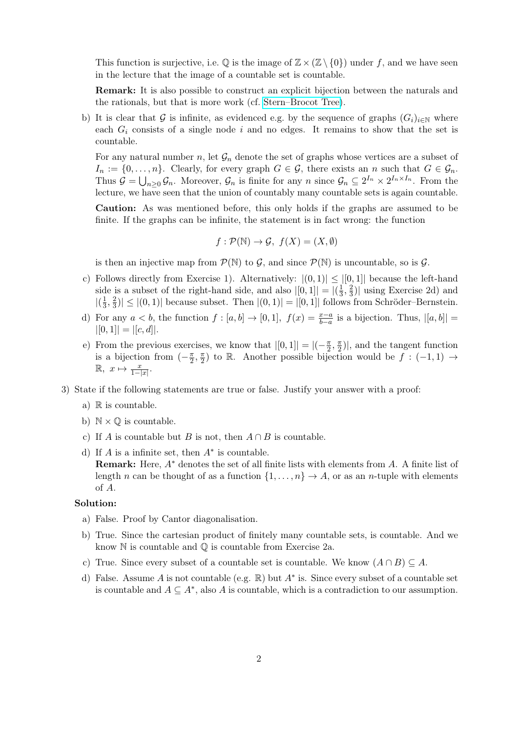This function is surjective, i.e. $\mathbb{Q}$ is the image of $\mathbb{Z} \times (\mathbb{Z} \setminus \{0\})$ under $f$, and we have seen in the lecture that the image of a countable set is countable.

**Remark:** It is also possible to construct an explicit bijection between the naturals and the rationals, but that is more work (cf. Stern–Brocot Tree).

b) It is clear that $\mathcal{G}$ is infinite, as evidenced e.g. by the sequence of graphs $(G_i)_{i \in \mathbb{N}}$ where each $G_i$ consists of a single node $i$ and no edges. It remains to show that the set is countable.

For any natural number $n$, let $\mathcal{G}_n$ denote the set of graphs whose vertices are a subset of $I_n := \{0, \ldots, n\}$. Clearly, for every graph $G \in \mathcal{G}$, there exists an $n$ such that $G \in \mathcal{G}_n$. Thus $\mathcal{G} = \bigcup_{n \geq 0} \mathcal{G}_n$. Moreover, $\mathcal{G}_n$ is finite for any $n$ since $\mathcal{G}_n \subseteq 2^{I_n} \times 2^{I_n \times I_n}$. From the lecture, we have seen that the union of countably many countable sets is again countable.

**Caution:** As was mentioned before, this only holds if the graphs are assumed to be finite. If the graphs can be infinite, the statement is in fact wrong: the function

$$f : \mathcal{P}(\mathbb{N}) \to \mathcal{G},\ f(X) = (X, \emptyset)$$

is then an injective map from $\mathcal{P}(\mathbb{N})$ to $\mathcal{G}$, and since $\mathcal{P}(\mathbb{N})$ is uncountable, so is $\mathcal{G}$.

c) Follows directly from Exercise 1). Alternatively: $|(0,1)| \leq |[0,1]|$ because the left-hand side is a subset of the right-hand side, and also $|[0,1]| = |(\frac{1}{3}, \frac{2}{3})|$ using Exercise 2d) and $|(\frac{1}{3}, \frac{2}{3})| \leq |(0,1)|$ because subset. Then $|(0,1)| = |[0,1]|$ follows from Schröder–Bernstein.

d) For any $a < b$, the function $f : [a,b] \to [0,1],\ f(x) = \frac{x-a}{b-a}$ is a bijection. Thus, $|[a,b]| = |[0,1]| = |[c,d]|$.

e) From the previous exercises, we know that $|[0,1]| = |(-\frac{\pi}{2}, \frac{\pi}{2})|$, and the tangent function is a bijection from $(-\frac{\pi}{2}, \frac{\pi}{2})$ to $\mathbb{R}$. Another possible bijection would be $f : (-1,1) \to \mathbb{R},\ x \mapsto \frac{x}{1-|x|}$.

3) State if the following statements are true or false. Justify your answer with a proof:

a) $\mathbb{R}$ is countable.

b) $\mathbb{N} \times \mathbb{Q}$ is countable.

c) If $A$ is countable but $B$ is not, then $A \cap B$ is countable.

d) If $A$ is a infinite set, then $A^*$ is countable.
**Remark:** Here, $A^*$ denotes the set of all finite lists with elements from $A$. A finite list of length $n$ can be thought of as a function $\{1, \ldots, n\} \to A$, or as an $n$-tuple with elements of $A$.

**Solution:**

a) False. Proof by Cantor diagonalisation.

b) True. Since the cartesian product of finitely many countable sets, is countable. And we know $\mathbb{N}$ is countable and $\mathbb{Q}$ is countable from Exercise 2a.

c) True. Since every subset of a countable set is countable. We know $(A \cap B) \subseteq A$.

d) False. Assume $A$ is not countable (e.g. $\mathbb{R}$) but $A^*$ is. Since every subset of a countable set is countable and $A \subseteq A^*$, also $A$ is countable, which is a contradiction to our assumption.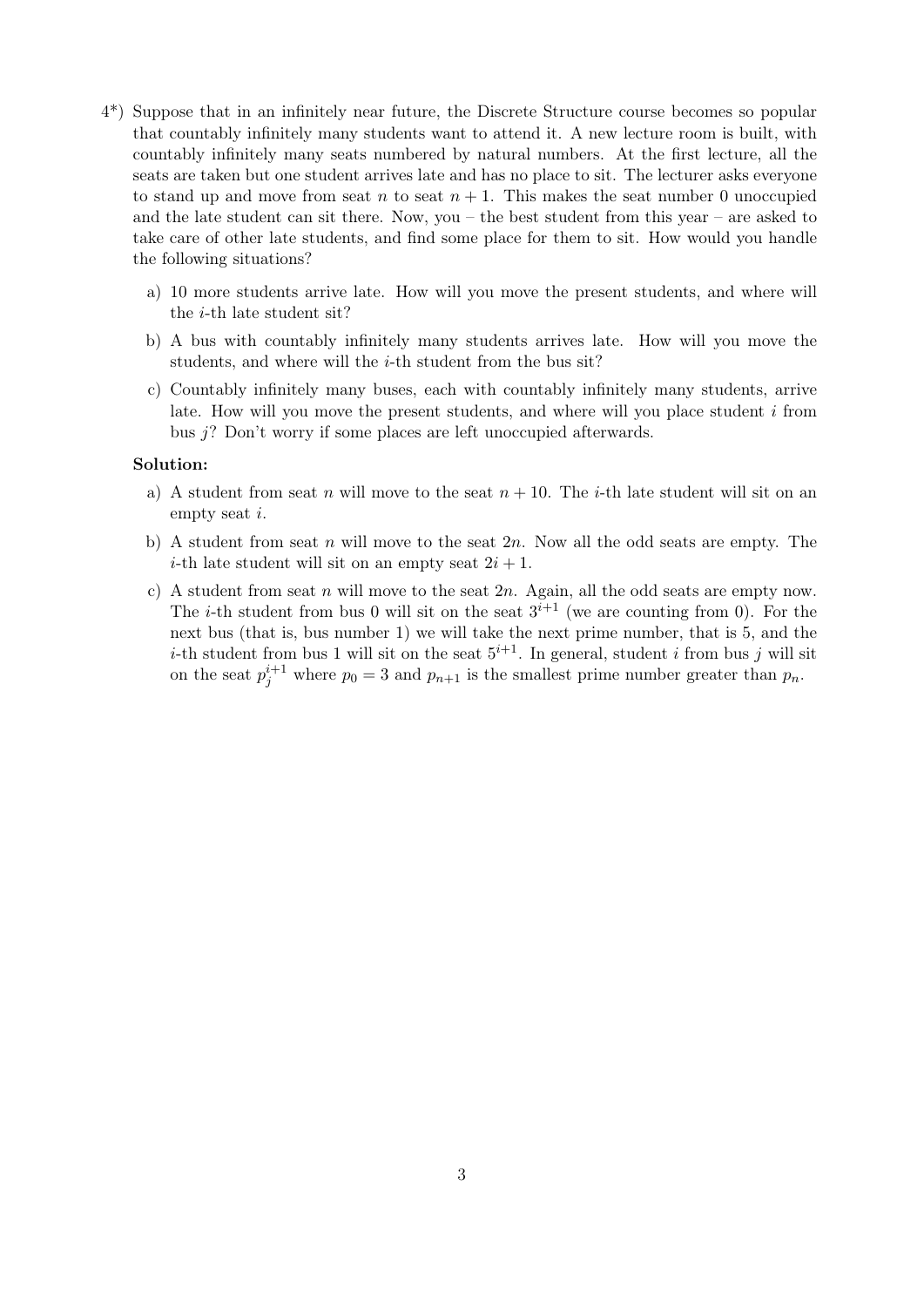4*) Suppose that in an infinitely near future, the Discrete Structure course becomes so popular that countably infinitely many students want to attend it. A new lecture room is built, with countably infinitely many seats numbered by natural numbers. At the first lecture, all the seats are taken but one student arrives late and has no place to sit. The lecturer asks everyone to stand up and move from seat $n$ to seat $n+1$. This makes the seat number 0 unoccupied and the late student can sit there. Now, you – the best student from this year – are asked to take care of other late students, and find some place for them to sit. How would you handle the following situations?

a) 10 more students arrive late. How will you move the present students, and where will the $i$-th late student sit?

b) A bus with countably infinitely many students arrives late. How will you move the students, and where will the $i$-th student from the bus sit?

c) Countably infinitely many buses, each with countably infinitely many students, arrive late. How will you move the present students, and where will you place student $i$ from bus $j$? Don't worry if some places are left unoccupied afterwards.

**Solution:**

a) A student from seat $n$ will move to the seat $n+10$. The $i$-th late student will sit on an empty seat $i$.

b) A student from seat $n$ will move to the seat $2n$. Now all the odd seats are empty. The $i$-th late student will sit on an empty seat $2i+1$.

c) A student from seat $n$ will move to the seat $2n$. Again, all the odd seats are empty now. The $i$-th student from bus 0 will sit on the seat $3^{i+1}$ (we are counting from 0). For the next bus (that is, bus number 1) we will take the next prime number, that is 5, and the $i$-th student from bus 1 will sit on the seat $5^{i+1}$. In general, student $i$ from bus $j$ will sit on the seat $p_j^{i+1}$ where $p_0 = 3$ and $p_{n+1}$ is the smallest prime number greater than $p_n$.